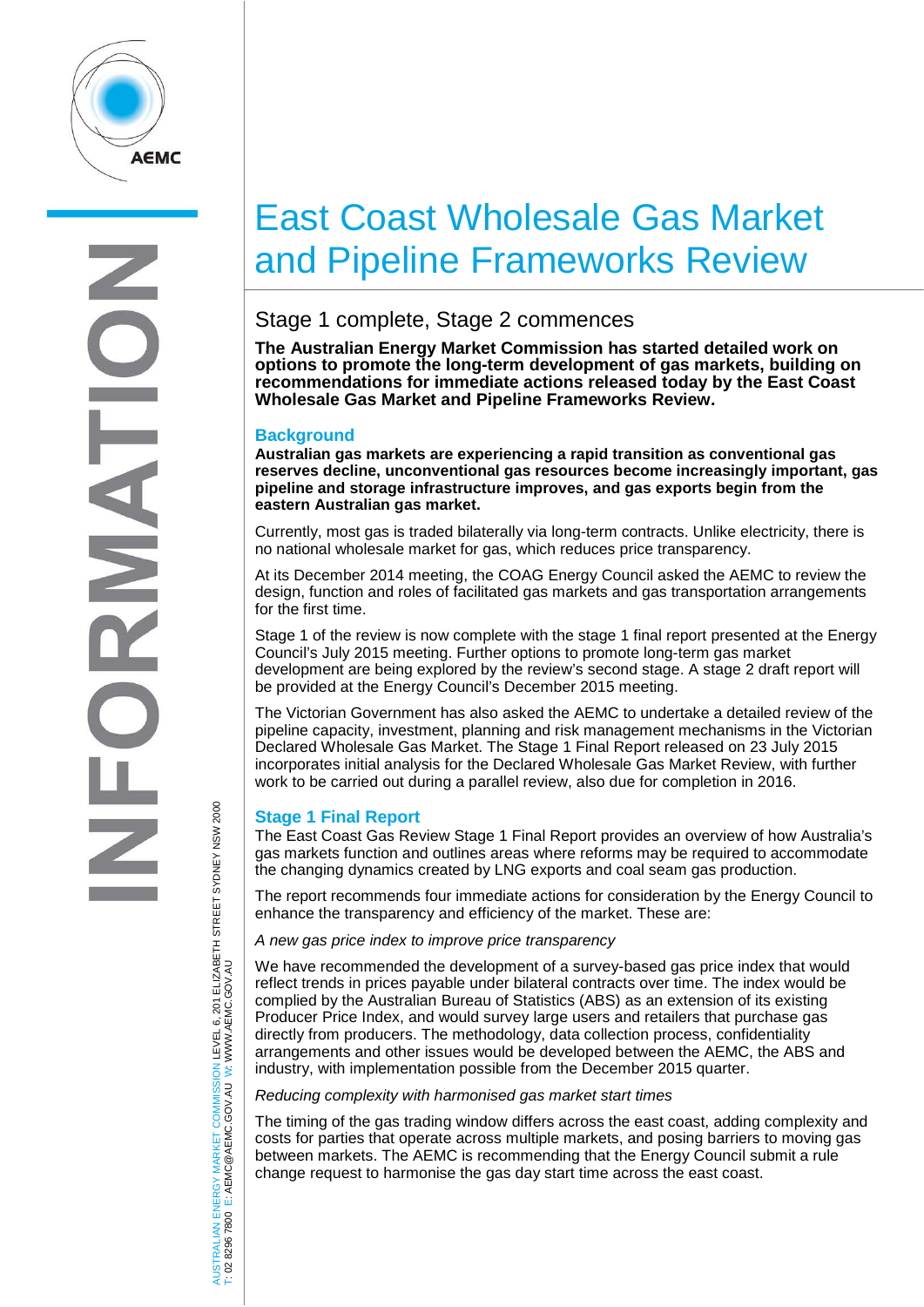# East Coast Wholesale Gas Market and Pipeline Frameworks Review

## Stage 1 complete, Stage 2 commences

**The Australian Energy Market Commission has started detailed work on options to promote the long-term development of gas markets, building on recommendations for immediate actions released today by the East Coast Wholesale Gas Market and Pipeline Frameworks Review.**

### Background

**Australian gas markets are experiencing a rapid transition as conventional gas reserves decline, unconventional gas resources become increasingly important, gas pipeline and storage infrastructure improves, and gas exports begin from the eastern Australian gas market.**

Currently, most gas is traded bilaterally via long-term contracts. Unlike electricity, there is no national wholesale market for gas, which reduces price transparency.

At its December 2014 meeting, the COAG Energy Council asked the AEMC to review the design, function and roles of facilitated gas markets and gas transportation arrangements for the first time.

Stage 1 of the review is now complete with the stage 1 final report presented at the Energy Council's July 2015 meeting. Further options to promote long-term gas market development are being explored by the review's second stage. A stage 2 draft report will be provided at the Energy Council's December 2015 meeting.

The Victorian Government has also asked the AEMC to undertake a detailed review of the pipeline capacity, investment, planning and risk management mechanisms in the Victorian Declared Wholesale Gas Market. The Stage 1 Final Report released on 23 July 2015 incorporates initial analysis for the Declared Wholesale Gas Market Review, with further work to be carried out during a parallel review, also due for completion in 2016.

### Stage 1 Final Report

The East Coast Gas Review Stage 1 Final Report provides an overview of how Australia's gas markets function and outlines areas where reforms may be required to accommodate the changing dynamics created by LNG exports and coal seam gas production.

The report recommends four immediate actions for consideration by the Energy Council to enhance the transparency and efficiency of the market. These are:

*A new gas price index to improve price transparency*

We have recommended the development of a survey-based gas price index that would reflect trends in prices payable under bilateral contracts over time. The index would be complied by the Australian Bureau of Statistics (ABS) as an extension of its existing Producer Price Index, and would survey large users and retailers that purchase gas directly from producers. The methodology, data collection process, confidentiality arrangements and other issues would be developed between the AEMC, the ABS and industry, with implementation possible from the December 2015 quarter.

*Reducing complexity with harmonised gas market start times*

The timing of the gas trading window differs across the east coast, adding complexity and costs for parties that operate across multiple markets, and posing barriers to moving gas between markets. The AEMC is recommending that the Energy Council submit a rule change request to harmonise the gas day start time across the east coast.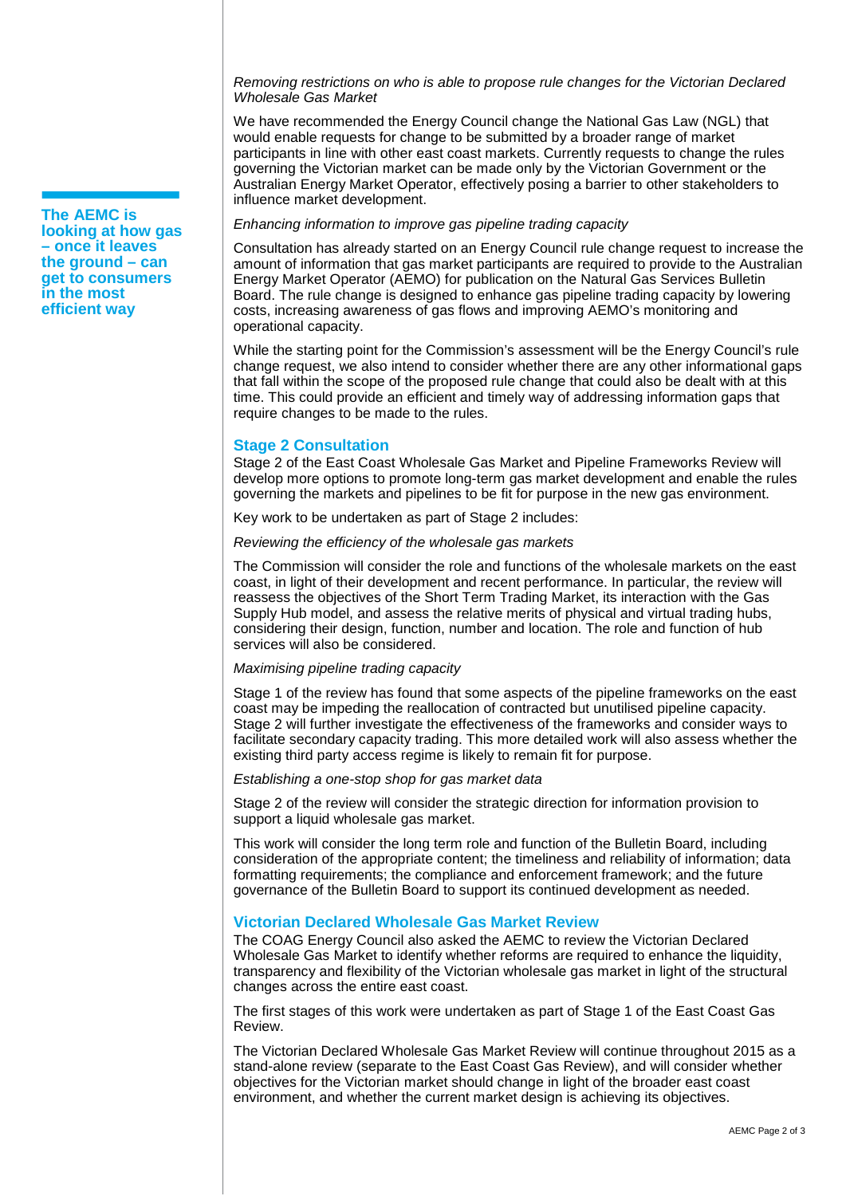*Removing restrictions on who is able to propose rule changes for the Victorian Declared Wholesale Gas Market*

We have recommended the Energy Council change the National Gas Law (NGL) that would enable requests for change to be submitted by a broader range of market participants in line with other east coast markets. Currently requests to change the rules governing the Victorian market can be made only by the Victorian Government or the Australian Energy Market Operator, effectively posing a barrier to other stakeholders to influence market development.

**The AEMC is looking at how gas – once it leaves the ground – can get to consumers in the most efficient way**

*Enhancing information to improve gas pipeline trading capacity*

Consultation has already started on an Energy Council rule change request to increase the amount of information that gas market participants are required to provide to the Australian Energy Market Operator (AEMO) for publication on the Natural Gas Services Bulletin Board. The rule change is designed to enhance gas pipeline trading capacity by lowering costs, increasing awareness of gas flows and improving AEMO's monitoring and operational capacity.

While the starting point for the Commission's assessment will be the Energy Council's rule change request, we also intend to consider whether there are any other informational gaps that fall within the scope of the proposed rule change that could also be dealt with at this time. This could provide an efficient and timely way of addressing information gaps that require changes to be made to the rules.

## Stage 2 Consultation

Stage 2 of the East Coast Wholesale Gas Market and Pipeline Frameworks Review will develop more options to promote long-term gas market development and enable the rules governing the markets and pipelines to be fit for purpose in the new gas environment.

Key work to be undertaken as part of Stage 2 includes:

*Reviewing the efficiency of the wholesale gas markets*

The Commission will consider the role and functions of the wholesale markets on the east coast, in light of their development and recent performance. In particular, the review will reassess the objectives of the Short Term Trading Market, its interaction with the Gas Supply Hub model, and assess the relative merits of physical and virtual trading hubs, considering their design, function, number and location. The role and function of hub services will also be considered.

*Maximising pipeline trading capacity*

Stage 1 of the review has found that some aspects of the pipeline frameworks on the east coast may be impeding the reallocation of contracted but unutilised pipeline capacity. Stage 2 will further investigate the effectiveness of the frameworks and consider ways to facilitate secondary capacity trading. This more detailed work will also assess whether the existing third party access regime is likely to remain fit for purpose.

*Establishing a one-stop shop for gas market data*

Stage 2 of the review will consider the strategic direction for information provision to support a liquid wholesale gas market.

This work will consider the long term role and function of the Bulletin Board, including consideration of the appropriate content; the timeliness and reliability of information; data formatting requirements; the compliance and enforcement framework; and the future governance of the Bulletin Board to support its continued development as needed.

## Victorian Declared Wholesale Gas Market Review

The COAG Energy Council also asked the AEMC to review the Victorian Declared Wholesale Gas Market to identify whether reforms are required to enhance the liquidity, transparency and flexibility of the Victorian wholesale gas market in light of the structural changes across the entire east coast.

The first stages of this work were undertaken as part of Stage 1 of the East Coast Gas Review.

The Victorian Declared Wholesale Gas Market Review will continue throughout 2015 as a stand-alone review (separate to the East Coast Gas Review), and will consider whether objectives for the Victorian market should change in light of the broader east coast environment, and whether the current market design is achieving its objectives.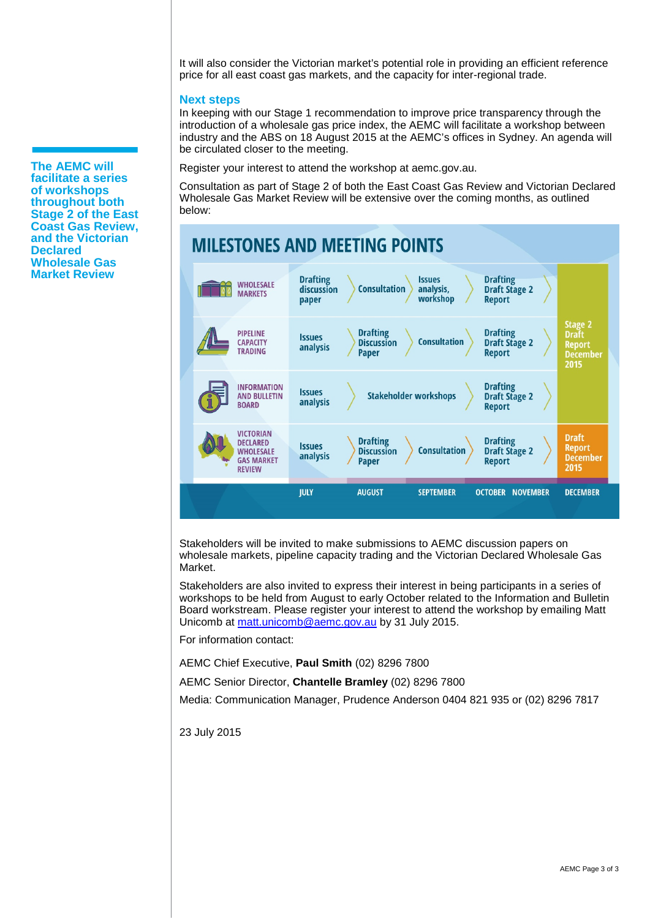It will also consider the Victorian market's potential role in providing an efficient reference price for all east coast gas markets, and the capacity for inter-regional trade.

**The AEMC will facilitate a series of workshops throughout both Stage 2 of the East Coast Gas Review, and the Victorian Declared Wholesale Gas Market Review**

## Next steps

In keeping with our Stage 1 recommendation to improve price transparency through the introduction of a wholesale gas price index, the AEMC will facilitate a workshop between industry and the ABS on 18 August 2015 at the AEMC's offices in Sydney. An agenda will be circulated closer to the meeting.

Register your interest to attend the workshop at aemc.gov.au.

Consultation as part of Stage 2 of both the East Coast Gas Review and Victorian Declared Wholesale Gas Market Review will be extensive over the coming months, as outlined below:

MILESTONES AND MEETING POINTS

WHOLESALE MARKETS
Drafting discussion paper
Consultation
Issues analysis, workshop
Drafting Draft Stage 2 Report

PIPELINE CAPACITY TRADING
Issues analysis
Drafting Discussion Paper
Consultation
Drafting Draft Stage 2 Report

INFORMATION AND BULLETIN BOARD
Issues analysis
Stakeholder workshops
Drafting Draft Stage 2 Report

Stage 2 Draft Report December 2015

VICTORIAN DECLARED WHOLESALE GAS MARKET REVIEW
Issues analysis
Drafting Discussion Paper
Consultation
Drafting Draft Stage 2 Report

Draft Report December 2015

JULY
AUGUST
SEPTEMBER
OCTOBER
NOVEMBER
DECEMBER

Stakeholders will be invited to make submissions to AEMC discussion papers on wholesale markets, pipeline capacity trading and the Victorian Declared Wholesale Gas Market.

Stakeholders are also invited to express their interest in being participants in a series of workshops to be held from August to early October related to the Information and Bulletin Board workstream. Please register your interest to attend the workshop by emailing Matt Unicomb at matt.unicomb@aemc.gov.au by 31 July 2015.

For information contact:

AEMC Chief Executive, **Paul Smith** (02) 8296 7800

AEMC Senior Director, **Chantelle Bramley** (02) 8296 7800

Media: Communication Manager, Prudence Anderson 0404 821 935 or (02) 8296 7817

23 July 2015